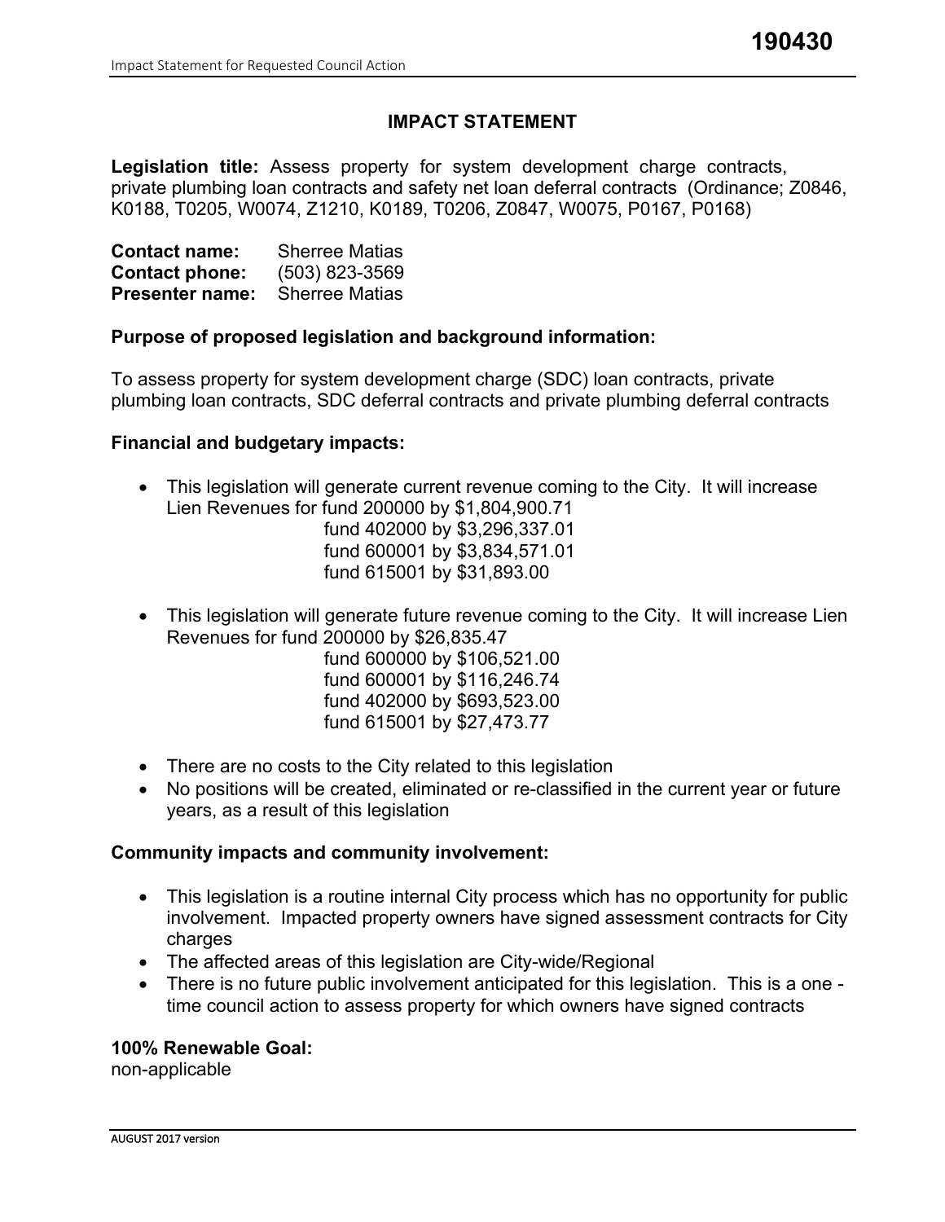190430

# IMPACT STATEMENT

**Legislation title:** Assess property for system development charge contracts, private plumbing loan contracts and safety net loan deferral contracts (Ordinance; Z0846, K0188, T0205, W0074, Z1210, K0189, T0206, Z0847, W0075, P0167, P0168)

**Contact name:** Sherree Matias
**Contact phone:** (503) 823-3569
**Presenter name:** Sherree Matias

**Purpose of proposed legislation and background information:**

To assess property for system development charge (SDC) loan contracts, private plumbing loan contracts, SDC deferral contracts and private plumbing deferral contracts

**Financial and budgetary impacts:**

- This legislation will generate current revenue coming to the City. It will increase Lien Revenues for fund 200000 by $1,804,900.71
  fund 402000 by $3,296,337.01
  fund 600001 by $3,834,571.01
  fund 615001 by $31,893.00

- This legislation will generate future revenue coming to the City. It will increase Lien Revenues for fund 200000 by $26,835.47
  fund 600000 by $106,521.00
  fund 600001 by $116,246.74
  fund 402000 by $693,523.00
  fund 615001 by $27,473.77

- There are no costs to the City related to this legislation
- No positions will be created, eliminated or re-classified in the current year or future years, as a result of this legislation

**Community impacts and community involvement:**

- This legislation is a routine internal City process which has no opportunity for public involvement. Impacted property owners have signed assessment contracts for City charges
- The affected areas of this legislation are City-wide/Regional
- There is no future public involvement anticipated for this legislation. This is a one - time council action to assess property for which owners have signed contracts

**100% Renewable Goal:**
non-applicable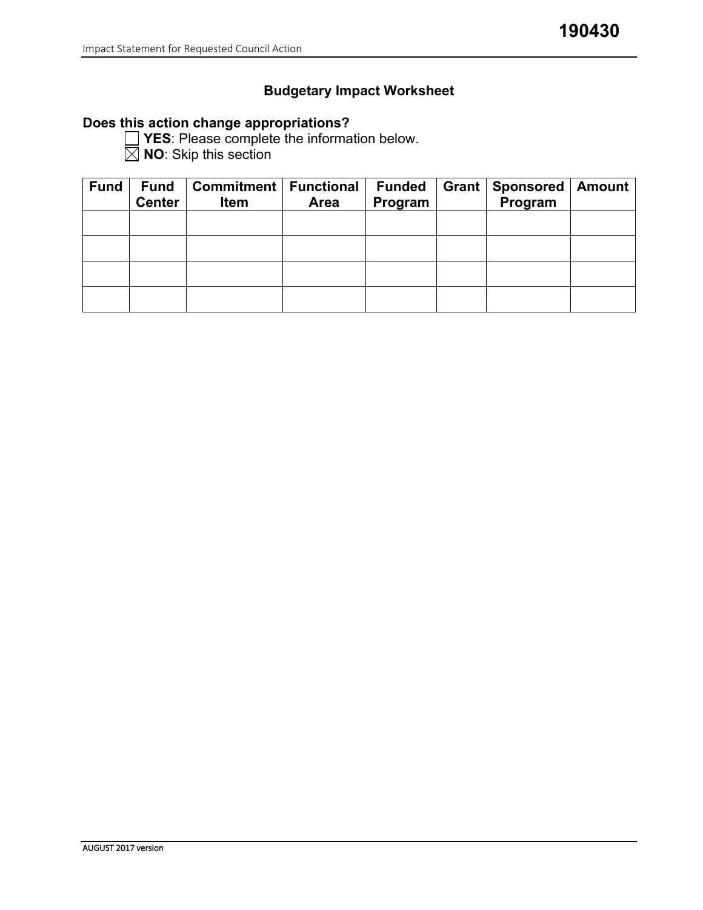190430

## Budgetary Impact Worksheet

**Does this action change appropriations?**

☐ **YES**: Please complete the information below.
☒ **NO**: Skip this section

| Fund | Fund Center | Commitment Item | Functional Area | Funded Program | Grant | Sponsored Program | Amount |
|---|---|---|---|---|---|---|---|
| | | | | | | | |
| | | | | | | | |
| | | | | | | | |
| | | | | | | | |